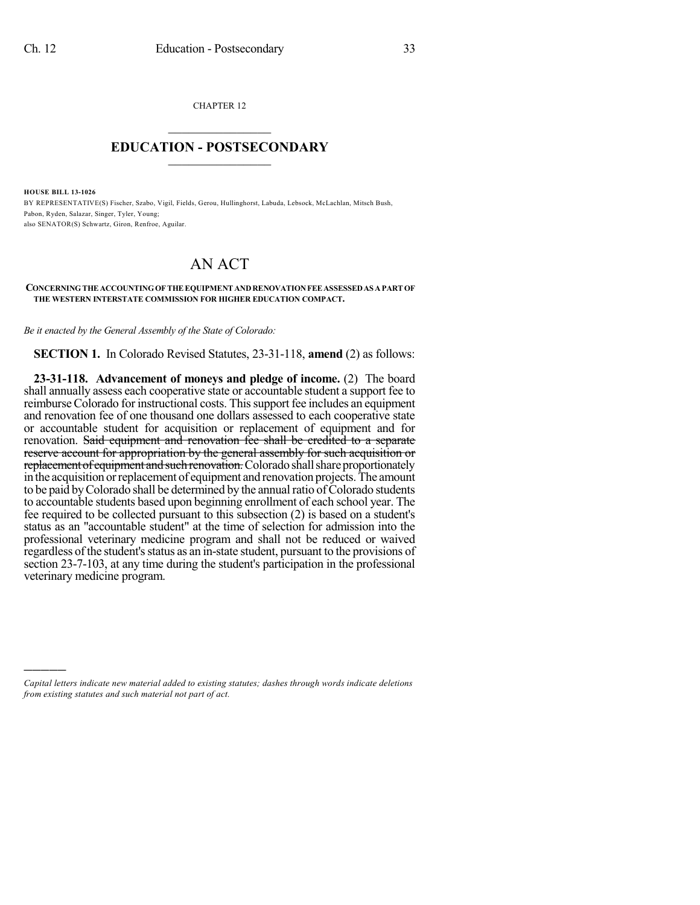CHAPTER 12

# EDUCATION - POSTSECONDARY

**HOUSE BILL 13-1026**

BY REPRESENTATIVE(S) Fischer, Szabo, Vigil, Fields, Gerou, Hullinghorst, Labuda, Lebsock, McLachlan, Mitsch Bush, Pabon, Ryden, Salazar, Singer, Tyler, Young;
also SENATOR(S) Schwartz, Giron, Renfroe, Aguilar.

# AN ACT

**CONCERNING THE ACCOUNTING OF THE EQUIPMENT AND RENOVATION FEE ASSESSED AS A PART OF THE WESTERN INTERSTATE COMMISSION FOR HIGHER EDUCATION COMPACT.**

*Be it enacted by the General Assembly of the State of Colorado:*

**SECTION 1.** In Colorado Revised Statutes, 23-31-118, **amend** (2) as follows:

**23-31-118. Advancement of moneys and pledge of income.** (2) The board shall annually assess each cooperative state or accountable student a support fee to reimburse Colorado for instructional costs. This support fee includes an equipment and renovation fee of one thousand one dollars assessed to each cooperative state or accountable student for acquisition or replacement of equipment and for renovation. ~~Said equipment and renovation fee shall be credited to a separate reserve account for appropriation by the general assembly for such acquisition or replacement of equipment and such renovation.~~ Colorado shall share proportionately in the acquisition or replacement of equipment and renovation projects. The amount to be paid by Colorado shall be determined by the annual ratio of Colorado students to accountable students based upon beginning enrollment of each school year. The fee required to be collected pursuant to this subsection (2) is based on a student's status as an "accountable student" at the time of selection for admission into the professional veterinary medicine program and shall not be reduced or waived regardless of the student's status as an in-state student, pursuant to the provisions of section 23-7-103, at any time during the student's participation in the professional veterinary medicine program.

---

*Capital letters indicate new material added to existing statutes; dashes through words indicate deletions from existing statutes and such material not part of act.*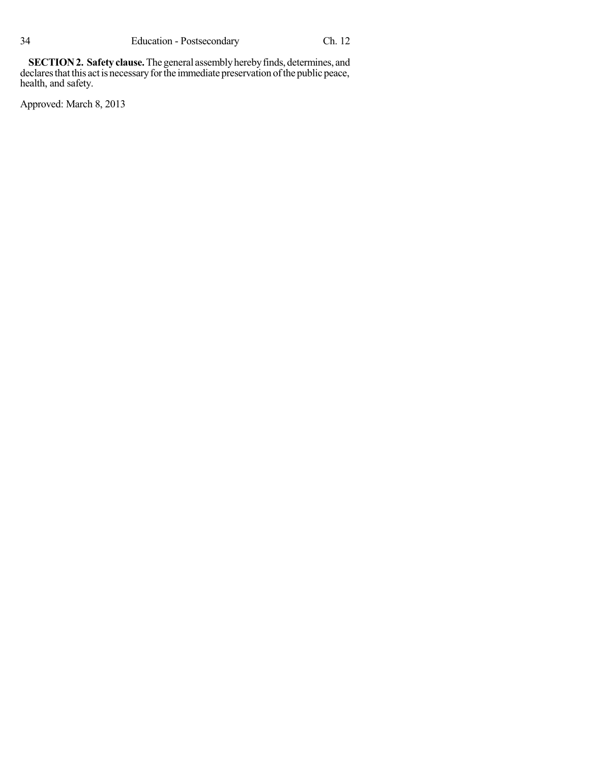**SECTION 2. Safety clause.** The general assembly hereby finds, determines, and declares that this act is necessary for the immediate preservation of the public peace, health, and safety.

Approved: March 8, 2013